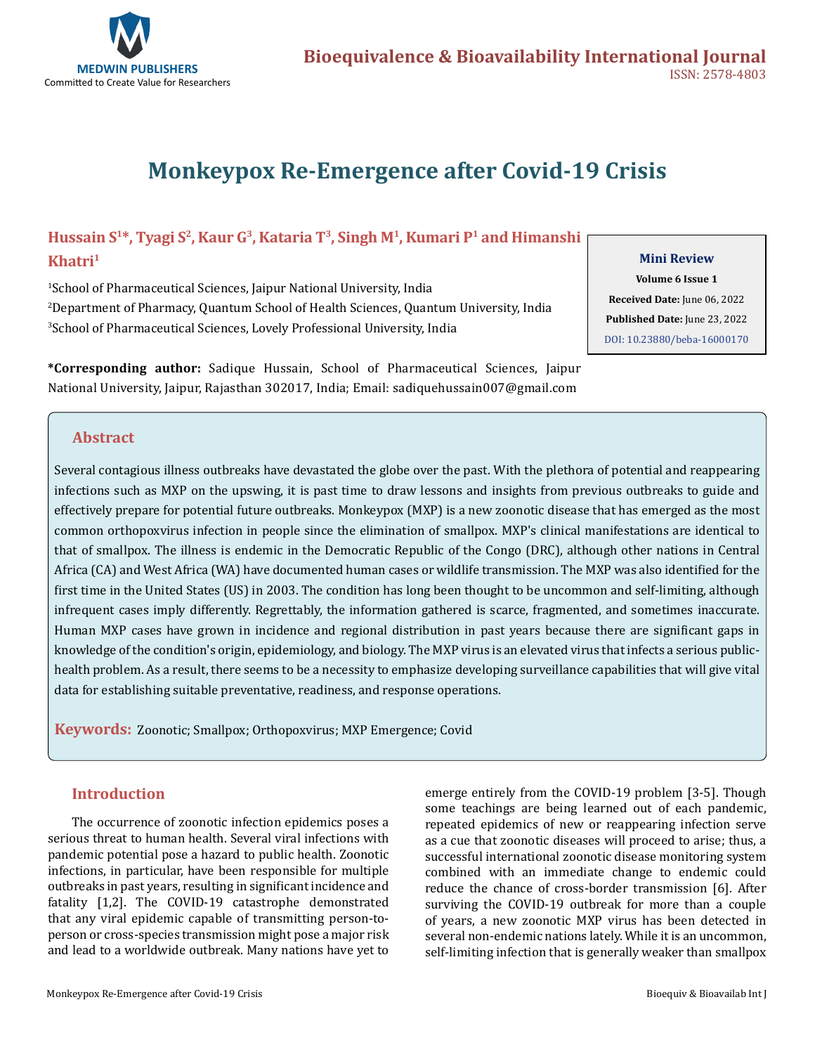# Monkeypox Re-Emergence after Covid-19 Crisis

**Hussain S[1]*, Tyagi S[2], Kaur G[3], Kataria T[3], Singh M[1], Kumari P[1] and Himanshi Khatri[1]**

[1]School of Pharmaceutical Sciences, Jaipur National University, India

[2]Department of Pharmacy, Quantum School of Health Sciences, Quantum University, India

[3]School of Pharmaceutical Sciences, Lovely Professional University, India

**\*Corresponding author:** Sadique Hussain, School of Pharmaceutical Sciences, Jaipur National University, Jaipur, Rajasthan 302017, India; Email: sadiquehussain007@gmail.com

**Mini Review**

**Volume 6 Issue 1**

**Received Date:** June 06, 2022

**Published Date:** June 23, 2022

DOI: 10.23880/beba-16000170

## Abstract

Several contagious illness outbreaks have devastated the globe over the past. With the plethora of potential and reappearing infections such as MXP on the upswing, it is past time to draw lessons and insights from previous outbreaks to guide and effectively prepare for potential future outbreaks. Monkeypox (MXP) is a new zoonotic disease that has emerged as the most common orthopoxvirus infection in people since the elimination of smallpox. MXP's clinical manifestations are identical to that of smallpox. The illness is endemic in the Democratic Republic of the Congo (DRC), although other nations in Central Africa (CA) and West Africa (WA) have documented human cases or wildlife transmission. The MXP was also identified for the first time in the United States (US) in 2003. The condition has long been thought to be uncommon and self-limiting, although infrequent cases imply differently. Regrettably, the information gathered is scarce, fragmented, and sometimes inaccurate. Human MXP cases have grown in incidence and regional distribution in past years because there are significant gaps in knowledge of the condition's origin, epidemiology, and biology. The MXP virus is an elevated virus that infects a serious public-health problem. As a result, there seems to be a necessity to emphasize developing surveillance capabilities that will give vital data for establishing suitable preventative, readiness, and response operations.

**Keywords:** Zoonotic; Smallpox; Orthopoxvirus; MXP Emergence; Covid

## Introduction

The occurrence of zoonotic infection epidemics poses a serious threat to human health. Several viral infections with pandemic potential pose a hazard to public health. Zoonotic infections, in particular, have been responsible for multiple outbreaks in past years, resulting in significant incidence and fatality [1,2]. The COVID-19 catastrophe demonstrated that any viral epidemic capable of transmitting person-to-person or cross-species transmission might pose a major risk and lead to a worldwide outbreak. Many nations have yet to emerge entirely from the COVID-19 problem [3-5]. Though some teachings are being learned out of each pandemic, repeated epidemics of new or reappearing infection serve as a cue that zoonotic diseases will proceed to arise; thus, a successful international zoonotic disease monitoring system combined with an immediate change to endemic could reduce the chance of cross-border transmission [6]. After surviving the COVID-19 outbreak for more than a couple of years, a new zoonotic MXP virus has been detected in several non-endemic nations lately. While it is an uncommon, self-limiting infection that is generally weaker than smallpox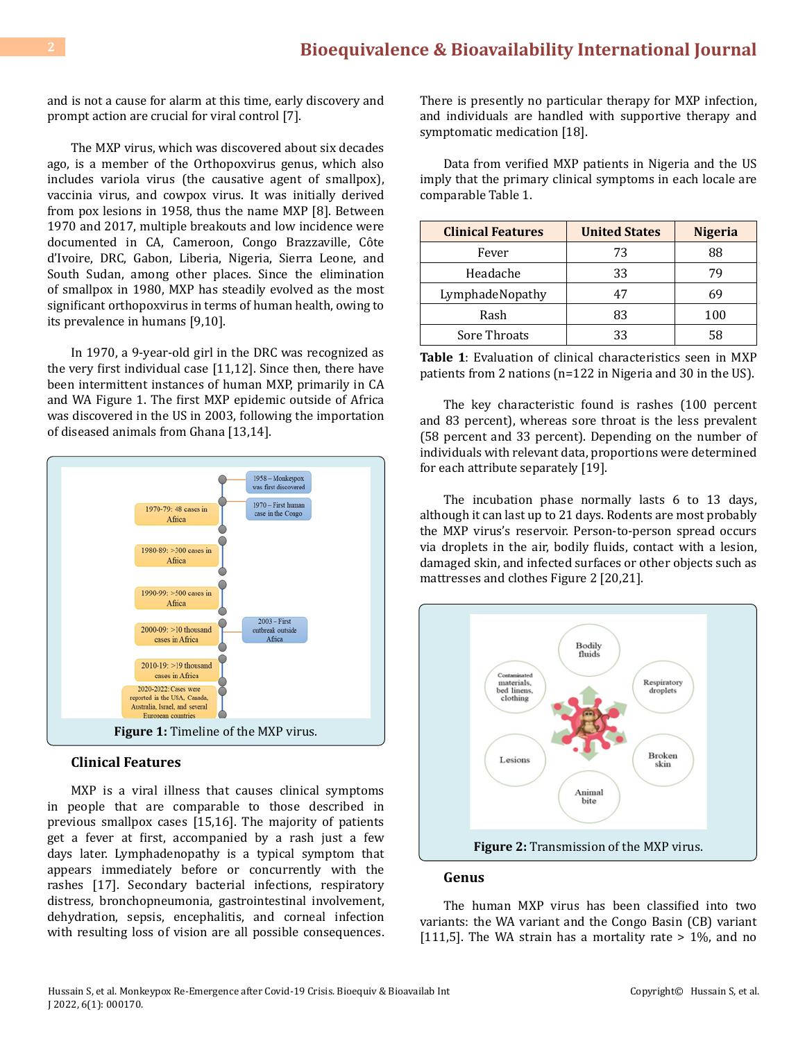and is not a cause for alarm at this time, early discovery and prompt action are crucial for viral control [7].

The MXP virus, which was discovered about six decades ago, is a member of the Orthopoxvirus genus, which also includes variola virus (the causative agent of smallpox), vaccinia virus, and cowpox virus. It was initially derived from pox lesions in 1958, thus the name MXP [8]. Between 1970 and 2017, multiple breakouts and low incidence were documented in CA, Cameroon, Congo Brazzaville, Côte d'Ivoire, DRC, Gabon, Liberia, Nigeria, Sierra Leone, and South Sudan, among other places. Since the elimination of smallpox in 1980, MXP has steadily evolved as the most significant orthopoxvirus in terms of human health, owing to its prevalence in humans [9,10].

In 1970, a 9-year-old girl in the DRC was recognized as the very first individual case [11,12]. Since then, there have been intermittent instances of human MXP, primarily in CA and WA Figure 1. The first MXP epidemic outside of Africa was discovered in the US in 2003, following the importation of diseased animals from Ghana [13,14].

**Figure 1:** Timeline of the MXP virus.

### Clinical Features

MXP is a viral illness that causes clinical symptoms in people that are comparable to those described in previous smallpox cases [15,16]. The majority of patients get a fever at first, accompanied by a rash just a few days later. Lymphadenopathy is a typical symptom that appears immediately before or concurrently with the rashes [17]. Secondary bacterial infections, respiratory distress, bronchopneumonia, gastrointestinal involvement, dehydration, sepsis, encephalitis, and corneal infection with resulting loss of vision are all possible consequences. There is presently no particular therapy for MXP infection, and individuals are handled with supportive therapy and symptomatic medication [18].

Data from verified MXP patients in Nigeria and the US imply that the primary clinical symptoms in each locale are comparable Table 1.

| Clinical Features | United States | Nigeria |
|---|---|---|
| Fever | 73 | 88 |
| Headache | 33 | 79 |
| LymphadeNopathy | 47 | 69 |
| Rash | 83 | 100 |
| Sore Throats | 33 | 58 |

**Table 1**: Evaluation of clinical characteristics seen in MXP patients from 2 nations (n=122 in Nigeria and 30 in the US).

The key characteristic found is rashes (100 percent and 83 percent), whereas sore throat is the less prevalent (58 percent and 33 percent). Depending on the number of individuals with relevant data, proportions were determined for each attribute separately [19].

The incubation phase normally lasts 6 to 13 days, although it can last up to 21 days. Rodents are most probably the MXP virus's reservoir. Person-to-person spread occurs via droplets in the air, bodily fluids, contact with a lesion, damaged skin, and infected surfaces or other objects such as mattresses and clothes Figure 2 [20,21].

**Figure 2:** Transmission of the MXP virus.

### Genus

The human MXP virus has been classified into two variants: the WA variant and the Congo Basin (CB) variant [111,5]. The WA strain has a mortality rate > 1%, and no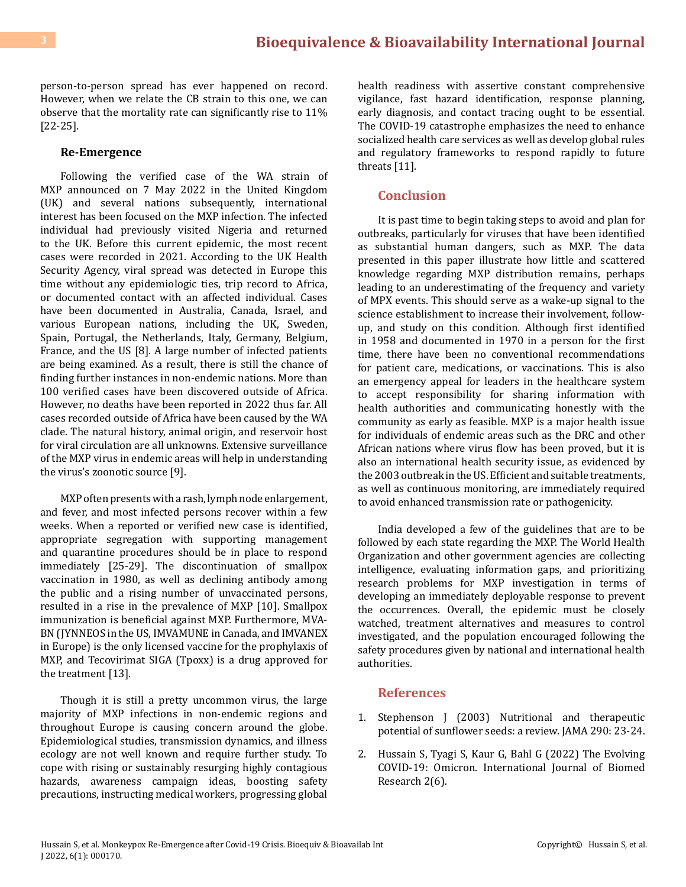person-to-person spread has ever happened on record. However, when we relate the CB strain to this one, we can observe that the mortality rate can significantly rise to 11% [22-25].

## Re-Emergence

Following the verified case of the WA strain of MXP announced on 7 May 2022 in the United Kingdom (UK) and several nations subsequently, international interest has been focused on the MXP infection. The infected individual had previously visited Nigeria and returned to the UK. Before this current epidemic, the most recent cases were recorded in 2021. According to the UK Health Security Agency, viral spread was detected in Europe this time without any epidemiologic ties, trip record to Africa, or documented contact with an affected individual. Cases have been documented in Australia, Canada, Israel, and various European nations, including the UK, Sweden, Spain, Portugal, the Netherlands, Italy, Germany, Belgium, France, and the US [8]. A large number of infected patients are being examined. As a result, there is still the chance of finding further instances in non-endemic nations. More than 100 verified cases have been discovered outside of Africa. However, no deaths have been reported in 2022 thus far. All cases recorded outside of Africa have been caused by the WA clade. The natural history, animal origin, and reservoir host for viral circulation are all unknowns. Extensive surveillance of the MXP virus in endemic areas will help in understanding the virus's zoonotic source [9].

MXP often presents with a rash, lymph node enlargement, and fever, and most infected persons recover within a few weeks. When a reported or verified new case is identified, appropriate segregation with supporting management and quarantine procedures should be in place to respond immediately [25-29]. The discontinuation of smallpox vaccination in 1980, as well as declining antibody among the public and a rising number of unvaccinated persons, resulted in a rise in the prevalence of MXP [10]. Smallpox immunization is beneficial against MXP. Furthermore, MVA-BN (JYNNEOS in the US, IMVAMUNE in Canada, and IMVANEX in Europe) is the only licensed vaccine for the prophylaxis of MXP, and Tecovirimat SIGA (Tpoxx) is a drug approved for the treatment [13].

Though it is still a pretty uncommon virus, the large majority of MXP infections in non-endemic regions and throughout Europe is causing concern around the globe. Epidemiological studies, transmission dynamics, and illness ecology are not well known and require further study. To cope with rising or sustainably resurging highly contagious hazards, awareness campaign ideas, boosting safety precautions, instructing medical workers, progressing global health readiness with assertive constant comprehensive vigilance, fast hazard identification, response planning, early diagnosis, and contact tracing ought to be essential. The COVID-19 catastrophe emphasizes the need to enhance socialized health care services as well as develop global rules and regulatory frameworks to respond rapidly to future threats [11].

## Conclusion

It is past time to begin taking steps to avoid and plan for outbreaks, particularly for viruses that have been identified as substantial human dangers, such as MXP. The data presented in this paper illustrate how little and scattered knowledge regarding MXP distribution remains, perhaps leading to an underestimating of the frequency and variety of MPX events. This should serve as a wake-up signal to the science establishment to increase their involvement, follow-up, and study on this condition. Although first identified in 1958 and documented in 1970 in a person for the first time, there have been no conventional recommendations for patient care, medications, or vaccinations. This is also an emergency appeal for leaders in the healthcare system to accept responsibility for sharing information with health authorities and communicating honestly with the community as early as feasible. MXP is a major health issue for individuals of endemic areas such as the DRC and other African nations where virus flow has been proved, but it is also an international health security issue, as evidenced by the 2003 outbreak in the US. Efficient and suitable treatments, as well as continuous monitoring, are immediately required to avoid enhanced transmission rate or pathogenicity.

India developed a few of the guidelines that are to be followed by each state regarding the MXP. The World Health Organization and other government agencies are collecting intelligence, evaluating information gaps, and prioritizing research problems for MXP investigation in terms of developing an immediately deployable response to prevent the occurrences. Overall, the epidemic must be closely watched, treatment alternatives and measures to control investigated, and the population encouraged following the safety procedures given by national and international health authorities.

## References

1. Stephenson J (2003) Nutritional and therapeutic potential of sunflower seeds: a review. JAMA 290: 23-24.
2. Hussain S, Tyagi S, Kaur G, Bahl G (2022) The Evolving COVID-19: Omicron. International Journal of Biomed Research 2(6).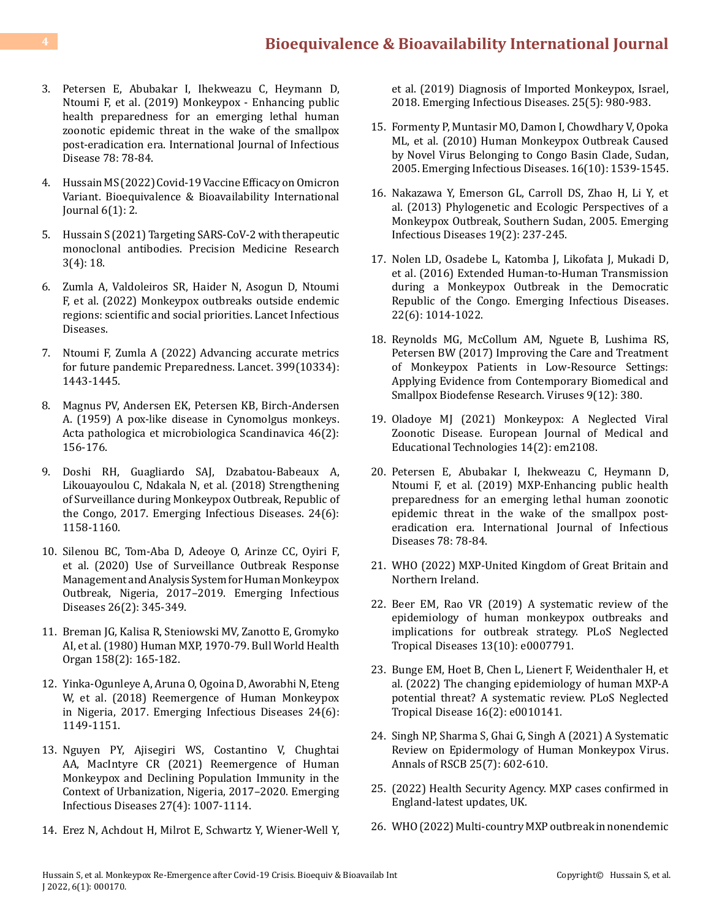3. Petersen E, Abubakar I, Ihekweazu C, Heymann D, Ntoumi F, et al. (2019) Monkeypox - Enhancing public health preparedness for an emerging lethal human zoonotic epidemic threat in the wake of the smallpox post-eradication era. International Journal of Infectious Disease 78: 78-84.

4. Hussain MS (2022) Covid-19 Vaccine Efficacy on Omicron Variant. Bioequivalence & Bioavailability International Journal 6(1): 2.

5. Hussain S (2021) Targeting SARS-CoV-2 with therapeutic monoclonal antibodies. Precision Medicine Research 3(4): 18.

6. Zumla A, Valdoleiros SR, Haider N, Asogun D, Ntoumi F, et al. (2022) Monkeypox outbreaks outside endemic regions: scientific and social priorities. Lancet Infectious Diseases.

7. Ntoumi F, Zumla A (2022) Advancing accurate metrics for future pandemic Preparedness. Lancet. 399(10334): 1443-1445.

8. Magnus PV, Andersen EK, Petersen KB, Birch-Andersen A. (1959) A pox-like disease in Cynomolgus monkeys. Acta pathologica et microbiologica Scandinavica 46(2): 156-176.

9. Doshi RH, Guagliardo SAJ, Dzabatou-Babeaux A, Likouayoulou C, Ndakala N, et al. (2018) Strengthening of Surveillance during Monkeypox Outbreak, Republic of the Congo, 2017. Emerging Infectious Diseases. 24(6): 1158-1160.

10. Silenou BC, Tom-Aba D, Adeoye O, Arinze CC, Oyiri F, et al. (2020) Use of Surveillance Outbreak Response Management and Analysis System for Human Monkeypox Outbreak, Nigeria, 2017–2019. Emerging Infectious Diseases 26(2): 345-349.

11. Breman JG, Kalisa R, Steniowski MV, Zanotto E, Gromyko AI, et al. (1980) Human MXP, 1970-79. Bull World Health Organ 158(2): 165-182.

12. Yinka-Ogunleye A, Aruna O, Ogoina D, Aworabhi N, Eteng W, et al. (2018) Reemergence of Human Monkeypox in Nigeria, 2017. Emerging Infectious Diseases 24(6): 1149-1151.

13. Nguyen PY, Ajisegiri WS, Costantino V, Chughtai AA, MacIntyre CR (2021) Reemergence of Human Monkeypox and Declining Population Immunity in the Context of Urbanization, Nigeria, 2017–2020. Emerging Infectious Diseases 27(4): 1007-1114.

14. Erez N, Achdout H, Milrot E, Schwartz Y, Wiener-Well Y, et al. (2019) Diagnosis of Imported Monkeypox, Israel, 2018. Emerging Infectious Diseases. 25(5): 980-983.

15. Formenty P, Muntasir MO, Damon I, Chowdhary V, Opoka ML, et al. (2010) Human Monkeypox Outbreak Caused by Novel Virus Belonging to Congo Basin Clade, Sudan, 2005. Emerging Infectious Diseases. 16(10): 1539-1545.

16. Nakazawa Y, Emerson GL, Carroll DS, Zhao H, Li Y, et al. (2013) Phylogenetic and Ecologic Perspectives of a Monkeypox Outbreak, Southern Sudan, 2005. Emerging Infectious Diseases 19(2): 237-245.

17. Nolen LD, Osadebe L, Katomba J, Likofata J, Mukadi D, et al. (2016) Extended Human-to-Human Transmission during a Monkeypox Outbreak in the Democratic Republic of the Congo. Emerging Infectious Diseases. 22(6): 1014-1022.

18. Reynolds MG, McCollum AM, Nguete B, Lushima RS, Petersen BW (2017) Improving the Care and Treatment of Monkeypox Patients in Low-Resource Settings: Applying Evidence from Contemporary Biomedical and Smallpox Biodefense Research. Viruses 9(12): 380.

19. Oladoye MJ (2021) Monkeypox: A Neglected Viral Zoonotic Disease. European Journal of Medical and Educational Technologies 14(2): em2108.

20. Petersen E, Abubakar I, Ihekweazu C, Heymann D, Ntoumi F, et al. (2019) MXP-Enhancing public health preparedness for an emerging lethal human zoonotic epidemic threat in the wake of the smallpox post-eradication era. International Journal of Infectious Diseases 78: 78-84.

21. WHO (2022) MXP-United Kingdom of Great Britain and Northern Ireland.

22. Beer EM, Rao VR (2019) A systematic review of the epidemiology of human monkeypox outbreaks and implications for outbreak strategy. PLoS Neglected Tropical Diseases 13(10): e0007791.

23. Bunge EM, Hoet B, Chen L, Lienert F, Weidenthaler H, et al. (2022) The changing epidemiology of human MXP-A potential threat? A systematic review. PLoS Neglected Tropical Disease 16(2): e0010141.

24. Singh NP, Sharma S, Ghai G, Singh A (2021) A Systematic Review on Epidermology of Human Monkeypox Virus. Annals of RSCB 25(7): 602-610.

25. (2022) Health Security Agency. MXP cases confirmed in England-latest updates, UK.

26. WHO (2022) Multi-country MXP outbreak in nonendemic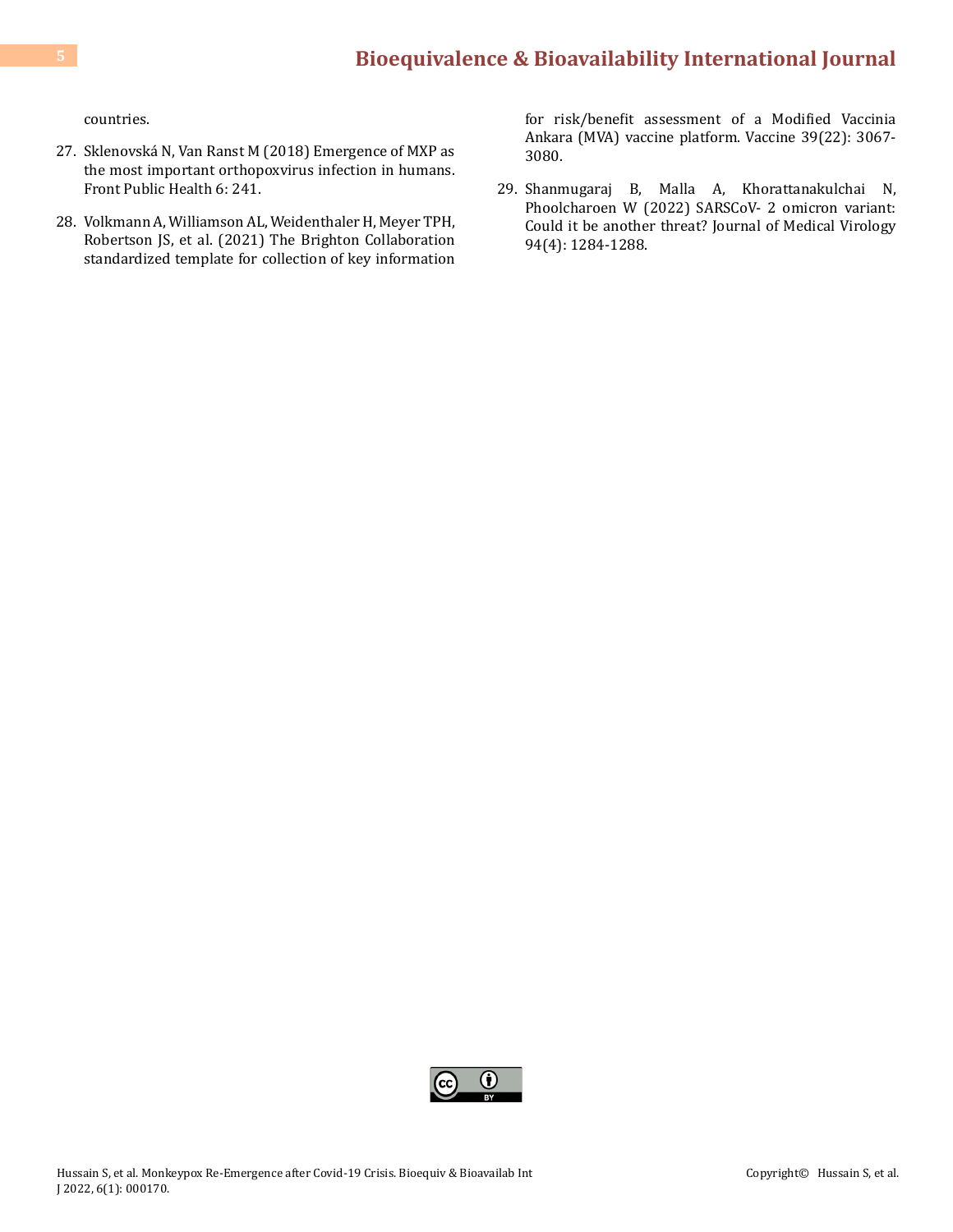countries.

27. Sklenovská N, Van Ranst M (2018) Emergence of MXP as the most important orthopoxvirus infection in humans. Front Public Health 6: 241.

28. Volkmann A, Williamson AL, Weidenthaler H, Meyer TPH, Robertson JS, et al. (2021) The Brighton Collaboration standardized template for collection of key information for risk/benefit assessment of a Modified Vaccinia Ankara (MVA) vaccine platform. Vaccine 39(22): 3067-3080.

29. Shanmugaraj B, Malla A, Khorattanakulchai N, Phoolcharoen W (2022) SARSCoV- 2 omicron variant: Could it be another threat? Journal of Medical Virology 94(4): 1284-1288.